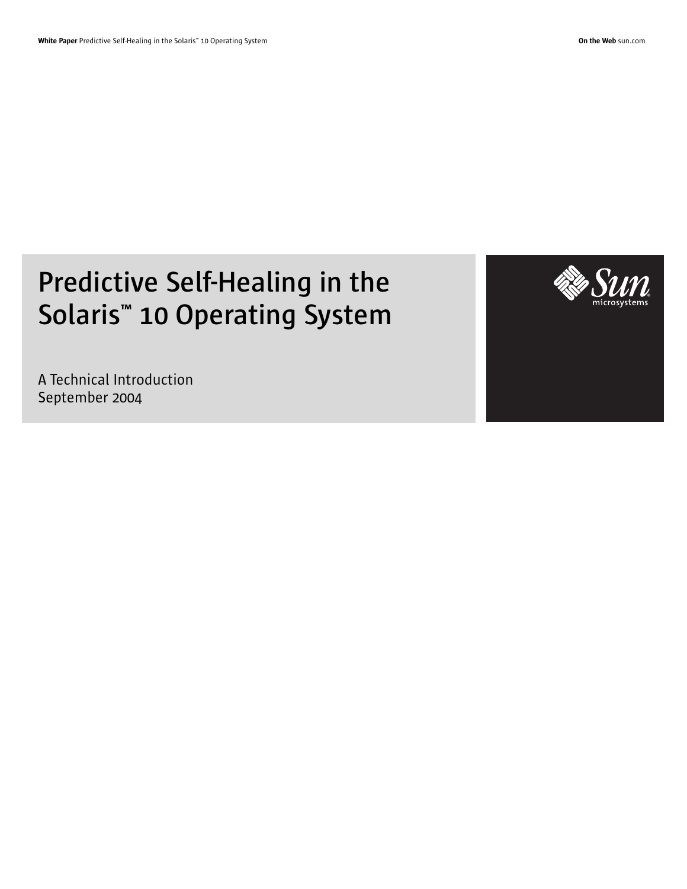# Predictive Self-Healing in the Solaris™ 10 Operating System

A Technical Introduction
September 2004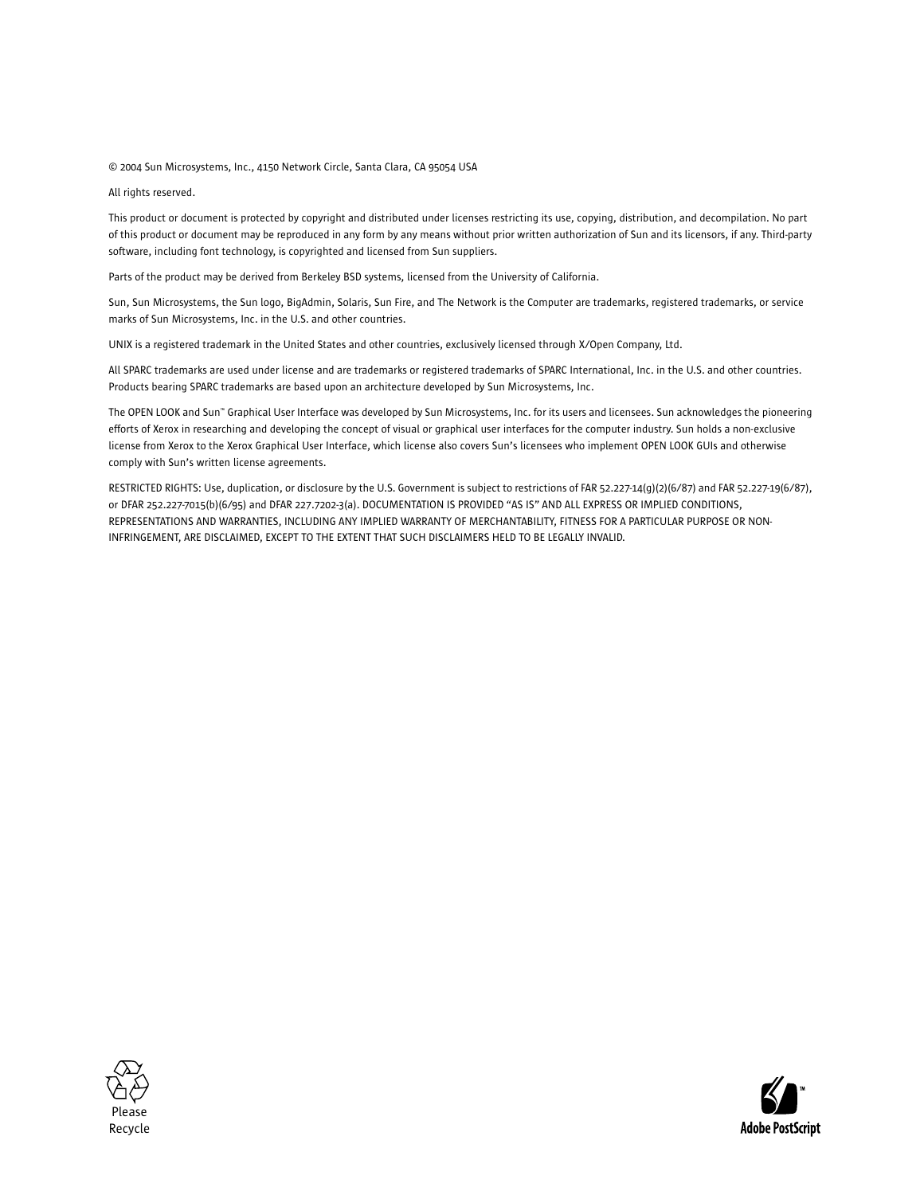© 2004 Sun Microsystems, Inc., 4150 Network Circle, Santa Clara, CA 95054 USA

All rights reserved.

This product or document is protected by copyright and distributed under licenses restricting its use, copying, distribution, and decompilation. No part of this product or document may be reproduced in any form by any means without prior written authorization of Sun and its licensors, if any. Third-party software, including font technology, is copyrighted and licensed from Sun suppliers.

Parts of the product may be derived from Berkeley BSD systems, licensed from the University of California.

Sun, Sun Microsystems, the Sun logo, BigAdmin, Solaris, Sun Fire, and The Network is the Computer are trademarks, registered trademarks, or service marks of Sun Microsystems, Inc. in the U.S. and other countries.

UNIX is a registered trademark in the United States and other countries, exclusively licensed through X/Open Company, Ltd.

All SPARC trademarks are used under license and are trademarks or registered trademarks of SPARC International, Inc. in the U.S. and other countries. Products bearing SPARC trademarks are based upon an architecture developed by Sun Microsystems, Inc.

The OPEN LOOK and Sun™ Graphical User Interface was developed by Sun Microsystems, Inc. for its users and licensees. Sun acknowledges the pioneering efforts of Xerox in researching and developing the concept of visual or graphical user interfaces for the computer industry. Sun holds a non-exclusive license from Xerox to the Xerox Graphical User Interface, which license also covers Sun's licensees who implement OPEN LOOK GUIs and otherwise comply with Sun's written license agreements.

RESTRICTED RIGHTS: Use, duplication, or disclosure by the U.S. Government is subject to restrictions of FAR 52.227-14(g)(2)(6/87) and FAR 52.227-19(6/87), or DFAR 252.227-7015(b)(6/95) and DFAR 227.7202-3(a). DOCUMENTATION IS PROVIDED "AS IS" AND ALL EXPRESS OR IMPLIED CONDITIONS, REPRESENTATIONS AND WARRANTIES, INCLUDING ANY IMPLIED WARRANTY OF MERCHANTABILITY, FITNESS FOR A PARTICULAR PURPOSE OR NON-INFRINGEMENT, ARE DISCLAIMED, EXCEPT TO THE EXTENT THAT SUCH DISCLAIMERS HELD TO BE LEGALLY INVALID.

Please Recycle

Adobe PostScript™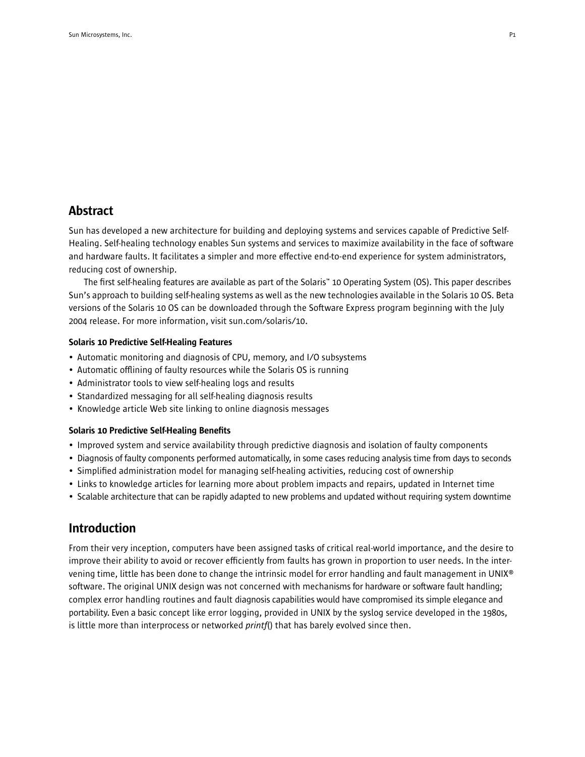## Abstract

Sun has developed a new architecture for building and deploying systems and services capable of Predictive Self-Healing. Self-healing technology enables Sun systems and services to maximize availability in the face of software and hardware faults. It facilitates a simpler and more effective end-to-end experience for system administrators, reducing cost of ownership.

The first self-healing features are available as part of the Solaris™ 10 Operating System (OS). This paper describes Sun's approach to building self-healing systems as well as the new technologies available in the Solaris 10 OS. Beta versions of the Solaris 10 OS can be downloaded through the Software Express program beginning with the July 2004 release. For more information, visit sun.com/solaris/10.

#### Solaris 10 Predictive Self-Healing Features

- Automatic monitoring and diagnosis of CPU, memory, and I/O subsystems
- Automatic offlining of faulty resources while the Solaris OS is running
- Administrator tools to view self-healing logs and results
- Standardized messaging for all self-healing diagnosis results
- Knowledge article Web site linking to online diagnosis messages

#### Solaris 10 Predictive Self-Healing Benefits

- Improved system and service availability through predictive diagnosis and isolation of faulty components
- Diagnosis of faulty components performed automatically, in some cases reducing analysis time from days to seconds
- Simplified administration model for managing self-healing activities, reducing cost of ownership
- Links to knowledge articles for learning more about problem impacts and repairs, updated in Internet time
- Scalable architecture that can be rapidly adapted to new problems and updated without requiring system downtime

## Introduction

From their very inception, computers have been assigned tasks of critical real-world importance, and the desire to improve their ability to avoid or recover efficiently from faults has grown in proportion to user needs. In the intervening time, little has been done to change the intrinsic model for error handling and fault management in UNIX® software. The original UNIX design was not concerned with mechanisms for hardware or software fault handling; complex error handling routines and fault diagnosis capabilities would have compromised its simple elegance and portability. Even a basic concept like error logging, provided in UNIX by the syslog service developed in the 1980s, is little more than interprocess or networked *printf*() that has barely evolved since then.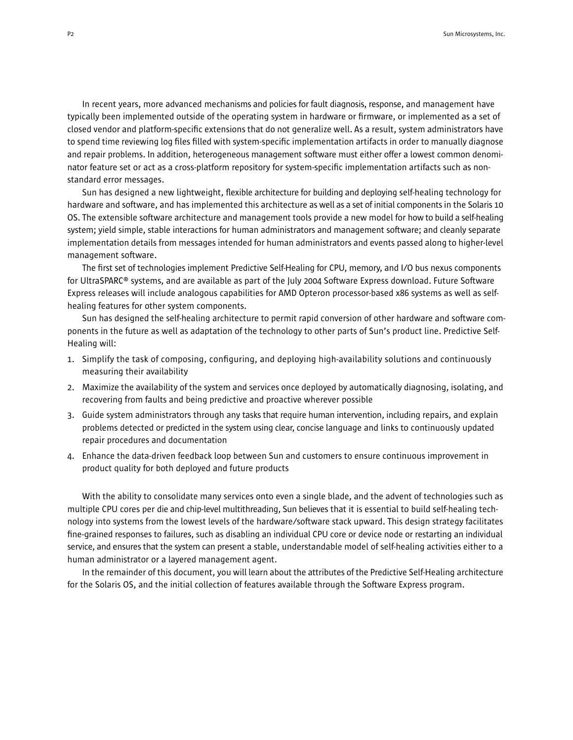In recent years, more advanced mechanisms and policies for fault diagnosis, response, and management have typically been implemented outside of the operating system in hardware or firmware, or implemented as a set of closed vendor and platform-specific extensions that do not generalize well. As a result, system administrators have to spend time reviewing log files filled with system-specific implementation artifacts in order to manually diagnose and repair problems. In addition, heterogeneous management software must either offer a lowest common denominator feature set or act as a cross-platform repository for system-specific implementation artifacts such as non-standard error messages.

Sun has designed a new lightweight, flexible architecture for building and deploying self-healing technology for hardware and software, and has implemented this architecture as well as a set of initial components in the Solaris 10 OS. The extensible software architecture and management tools provide a new model for how to build a self-healing system; yield simple, stable interactions for human administrators and management software; and cleanly separate implementation details from messages intended for human administrators and events passed along to higher-level management software.

The first set of technologies implement Predictive Self-Healing for CPU, memory, and I/O bus nexus components for UltraSPARC® systems, and are available as part of the July 2004 Software Express download. Future Software Express releases will include analogous capabilities for AMD Opteron processor-based x86 systems as well as self-healing features for other system components.

Sun has designed the self-healing architecture to permit rapid conversion of other hardware and software components in the future as well as adaptation of the technology to other parts of Sun's product line. Predictive Self-Healing will:

1. Simplify the task of composing, configuring, and deploying high-availability solutions and continuously measuring their availability
2. Maximize the availability of the system and services once deployed by automatically diagnosing, isolating, and recovering from faults and being predictive and proactive wherever possible
3. Guide system administrators through any tasks that require human intervention, including repairs, and explain problems detected or predicted in the system using clear, concise language and links to continuously updated repair procedures and documentation
4. Enhance the data-driven feedback loop between Sun and customers to ensure continuous improvement in product quality for both deployed and future products

With the ability to consolidate many services onto even a single blade, and the advent of technologies such as multiple CPU cores per die and chip-level multithreading, Sun believes that it is essential to build self-healing technology into systems from the lowest levels of the hardware/software stack upward. This design strategy facilitates fine-grained responses to failures, such as disabling an individual CPU core or device node or restarting an individual service, and ensures that the system can present a stable, understandable model of self-healing activities either to a human administrator or a layered management agent.

In the remainder of this document, you will learn about the attributes of the Predictive Self-Healing architecture for the Solaris OS, and the initial collection of features available through the Software Express program.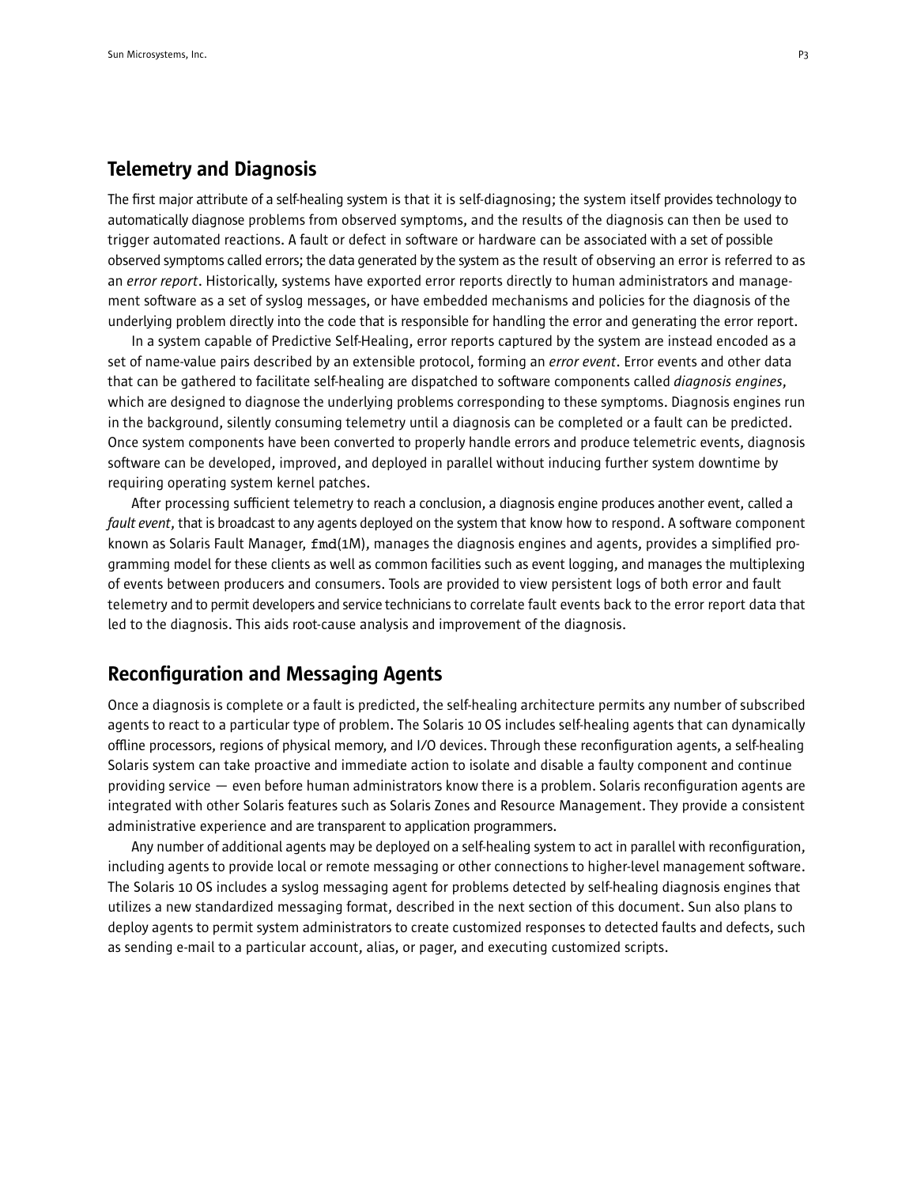## Telemetry and Diagnosis

The first major attribute of a self-healing system is that it is self-diagnosing; the system itself provides technology to automatically diagnose problems from observed symptoms, and the results of the diagnosis can then be used to trigger automated reactions. A fault or defect in software or hardware can be associated with a set of possible observed symptoms called errors; the data generated by the system as the result of observing an error is referred to as an *error report*. Historically, systems have exported error reports directly to human administrators and management software as a set of syslog messages, or have embedded mechanisms and policies for the diagnosis of the underlying problem directly into the code that is responsible for handling the error and generating the error report.

In a system capable of Predictive Self-Healing, error reports captured by the system are instead encoded as a set of name-value pairs described by an extensible protocol, forming an *error event*. Error events and other data that can be gathered to facilitate self-healing are dispatched to software components called *diagnosis engines*, which are designed to diagnose the underlying problems corresponding to these symptoms. Diagnosis engines run in the background, silently consuming telemetry until a diagnosis can be completed or a fault can be predicted. Once system components have been converted to properly handle errors and produce telemetric events, diagnosis software can be developed, improved, and deployed in parallel without inducing further system downtime by requiring operating system kernel patches.

After processing sufficient telemetry to reach a conclusion, a diagnosis engine produces another event, called a *fault event*, that is broadcast to any agents deployed on the system that know how to respond. A software component known as Solaris Fault Manager, `fmd`(1M), manages the diagnosis engines and agents, provides a simplified programming model for these clients as well as common facilities such as event logging, and manages the multiplexing of events between producers and consumers. Tools are provided to view persistent logs of both error and fault telemetry and to permit developers and service technicians to correlate fault events back to the error report data that led to the diagnosis. This aids root-cause analysis and improvement of the diagnosis.

## Reconfiguration and Messaging Agents

Once a diagnosis is complete or a fault is predicted, the self-healing architecture permits any number of subscribed agents to react to a particular type of problem. The Solaris 10 OS includes self-healing agents that can dynamically offline processors, regions of physical memory, and I/O devices. Through these reconfiguration agents, a self-healing Solaris system can take proactive and immediate action to isolate and disable a faulty component and continue providing service — even before human administrators know there is a problem. Solaris reconfiguration agents are integrated with other Solaris features such as Solaris Zones and Resource Management. They provide a consistent administrative experience and are transparent to application programmers.

Any number of additional agents may be deployed on a self-healing system to act in parallel with reconfiguration, including agents to provide local or remote messaging or other connections to higher-level management software. The Solaris 10 OS includes a syslog messaging agent for problems detected by self-healing diagnosis engines that utilizes a new standardized messaging format, described in the next section of this document. Sun also plans to deploy agents to permit system administrators to create customized responses to detected faults and defects, such as sending e-mail to a particular account, alias, or pager, and executing customized scripts.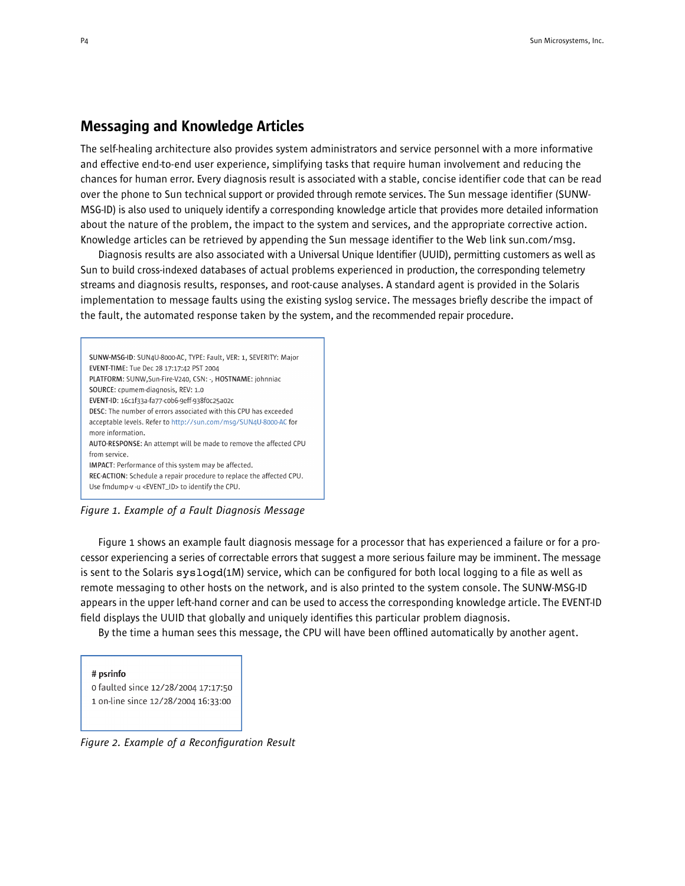## Messaging and Knowledge Articles

The self-healing architecture also provides system administrators and service personnel with a more informative and effective end-to-end user experience, simplifying tasks that require human involvement and reducing the chances for human error. Every diagnosis result is associated with a stable, concise identifier code that can be read over the phone to Sun technical support or provided through remote services. The Sun message identifier (SUNW-MSG-ID) is also used to uniquely identify a corresponding knowledge article that provides more detailed information about the nature of the problem, the impact to the system and services, and the appropriate corrective action. Knowledge articles can be retrieved by appending the Sun message identifier to the Web link sun.com/msg.

Diagnosis results are also associated with a Universal Unique Identifier (UUID), permitting customers as well as Sun to build cross-indexed databases of actual problems experienced in production, the corresponding telemetry streams and diagnosis results, responses, and root-cause analyses. A standard agent is provided in the Solaris implementation to message faults using the existing syslog service. The messages briefly describe the impact of the fault, the automated response taken by the system, and the recommended repair procedure.

```
SUNW-MSG-ID: SUN4U-8000-AC, TYPE: Fault, VER: 1, SEVERITY: Major
EVENT-TIME: Tue Dec 28 17:17:42 PST 2004
PLATFORM: SUNW,Sun-Fire-V240, CSN: -, HOSTNAME: johnniac
SOURCE: cpumem-diagnosis, REV: 1.0
EVENT-ID: 16c1f33a-fa77-c0b6-9eff-938f0c25a02c
DESC: The number of errors associated with this CPU has exceeded
acceptable levels. Refer to http://sun.com/msg/SUN4U-8000-AC for
more information.
AUTO-RESPONSE: An attempt will be made to remove the affected CPU
from service.
IMPACT: Performance of this system may be affected.
REC-ACTION: Schedule a repair procedure to replace the affected CPU.
Use fmdump-v -u <EVENT_ID> to identify the CPU.
```

*Figure 1. Example of a Fault Diagnosis Message*

Figure 1 shows an example fault diagnosis message for a processor that has experienced a failure or for a processor experiencing a series of correctable errors that suggest a more serious failure may be imminent. The message is sent to the Solaris `syslogd`(1M) service, which can be configured for both local logging to a file as well as remote messaging to other hosts on the network, and is also printed to the system console. The SUNW-MSG-ID appears in the upper left-hand corner and can be used to access the corresponding knowledge article. The EVENT-ID field displays the UUID that globally and uniquely identifies this particular problem diagnosis.

By the time a human sees this message, the CPU will have been offlined automatically by another agent.

```
# psrinfo
0 faulted since 12/28/2004 17:17:50
1 on-line since 12/28/2004 16:33:00
```

*Figure 2. Example of a Reconfiguration Result*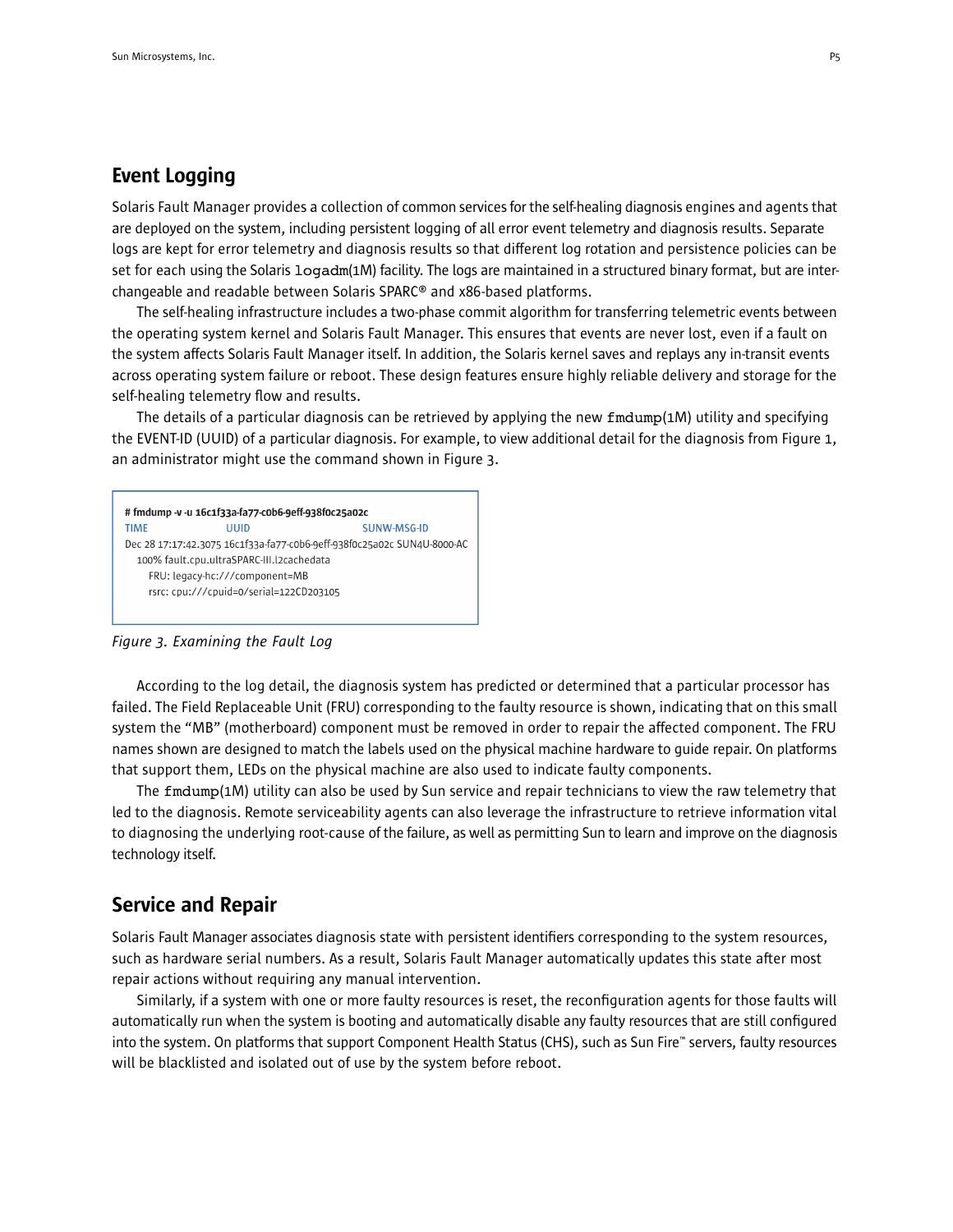## Event Logging

Solaris Fault Manager provides a collection of common services for the self-healing diagnosis engines and agents that are deployed on the system, including persistent logging of all error event telemetry and diagnosis results. Separate logs are kept for error telemetry and diagnosis results so that different log rotation and persistence policies can be set for each using the Solaris `logadm`(1M) facility. The logs are maintained in a structured binary format, but are interchangeable and readable between Solaris SPARC® and x86-based platforms.

The self-healing infrastructure includes a two-phase commit algorithm for transferring telemetric events between the operating system kernel and Solaris Fault Manager. This ensures that events are never lost, even if a fault on the system affects Solaris Fault Manager itself. In addition, the Solaris kernel saves and replays any in-transit events across operating system failure or reboot. These design features ensure highly reliable delivery and storage for the self-healing telemetry flow and results.

The details of a particular diagnosis can be retrieved by applying the new `fmdump`(1M) utility and specifying the EVENT-ID (UUID) of a particular diagnosis. For example, to view additional detail for the diagnosis from Figure 1, an administrator might use the command shown in Figure 3.

```
# fmdump -v -u 16c1f33a-fa77-c0b6-9eff-938f0c25a02c
TIME                    UUID                                  SUNW-MSG-ID
Dec 28 17:17:42.3075 16c1f33a-fa77-c0b6-9eff-938f0c25a02c SUN4U-8000-AC
  100% fault.cpu.ultraSPARC-III.l2cachedata
     FRU: legacy-hc:///component=MB
     rsrc: cpu:///cpuid=0/serial=122CD203105
```

*Figure 3. Examining the Fault Log*

According to the log detail, the diagnosis system has predicted or determined that a particular processor has failed. The Field Replaceable Unit (FRU) corresponding to the faulty resource is shown, indicating that on this small system the "MB" (motherboard) component must be removed in order to repair the affected component. The FRU names shown are designed to match the labels used on the physical machine hardware to guide repair. On platforms that support them, LEDs on the physical machine are also used to indicate faulty components.

The `fmdump`(1M) utility can also be used by Sun service and repair technicians to view the raw telemetry that led to the diagnosis. Remote serviceability agents can also leverage the infrastructure to retrieve information vital to diagnosing the underlying root-cause of the failure, as well as permitting Sun to learn and improve on the diagnosis technology itself.

## Service and Repair

Solaris Fault Manager associates diagnosis state with persistent identifiers corresponding to the system resources, such as hardware serial numbers. As a result, Solaris Fault Manager automatically updates this state after most repair actions without requiring any manual intervention.

Similarly, if a system with one or more faulty resources is reset, the reconfiguration agents for those faults will automatically run when the system is booting and automatically disable any faulty resources that are still configured into the system. On platforms that support Component Health Status (CHS), such as Sun Fire™ servers, faulty resources will be blacklisted and isolated out of use by the system before reboot.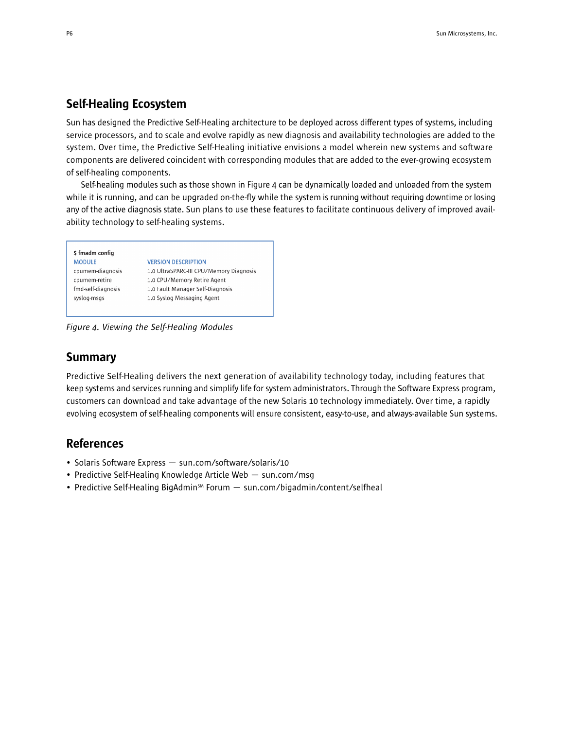## Self-Healing Ecosystem

Sun has designed the Predictive Self-Healing architecture to be deployed across different types of systems, including service processors, and to scale and evolve rapidly as new diagnosis and availability technologies are added to the system. Over time, the Predictive Self-Healing initiative envisions a model wherein new systems and software components are delivered coincident with corresponding modules that are added to the ever-growing ecosystem of self-healing components.

Self-healing modules such as those shown in Figure 4 can be dynamically loaded and unloaded from the system while it is running, and can be upgraded on-the-fly while the system is running without requiring downtime or losing any of the active diagnosis state. Sun plans to use these features to facilitate continuous delivery of improved availability technology to self-healing systems.

```
$ fmadm config
MODULE               VERSION DESCRIPTION
cpumem-diagnosis     1.0 UltraSPARC-III CPU/Memory Diagnosis
cpumem-retire        1.0 CPU/Memory Retire Agent
fmd-self-diagnosis   1.0 Fault Manager Self-Diagnosis
syslog-msgs          1.0 Syslog Messaging Agent
```

*Figure 4. Viewing the Self-Healing Modules*

## Summary

Predictive Self-Healing delivers the next generation of availability technology today, including features that keep systems and services running and simplify life for system administrators. Through the Software Express program, customers can download and take advantage of the new Solaris 10 technology immediately. Over time, a rapidly evolving ecosystem of self-healing components will ensure consistent, easy-to-use, and always-available Sun systems.

## References

- Solaris Software Express — sun.com/software/solaris/10
- Predictive Self-Healing Knowledge Article Web — sun.com/msg
- Predictive Self-Healing BigAdmin℠ Forum — sun.com/bigadmin/content/selfheal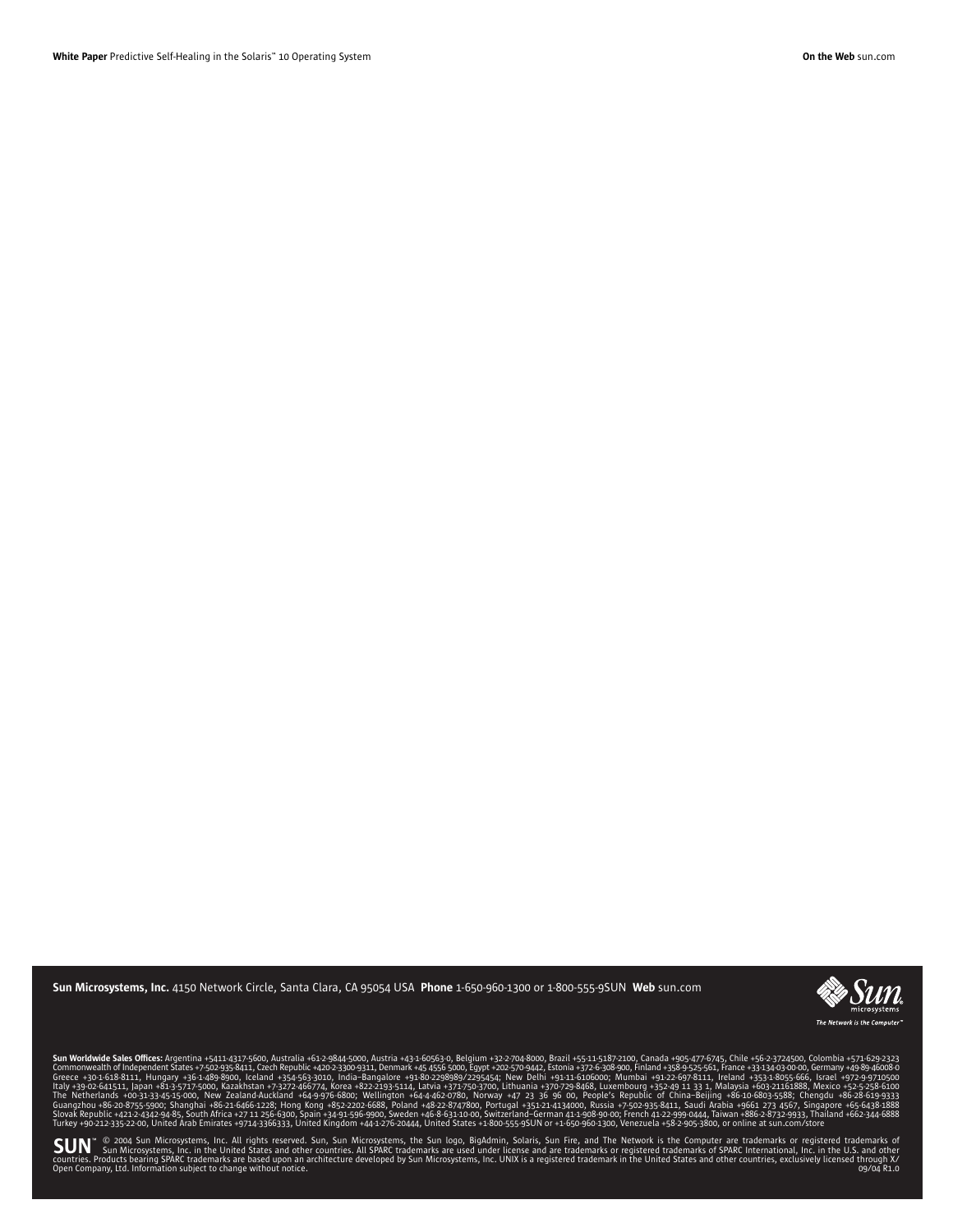**Sun Microsystems, Inc.** 4150 Network Circle, Santa Clara, CA 95054 USA **Phone** 1-650-960-1300 or 1-800-555-9SUN **Web** sun.com

The Network is the Computer™

**Sun Worldwide Sales Offices:** Argentina +5411-4317-5600, Australia +61-2-9844-5000, Austria +43-1-60563-0, Belgium +32-2-704-8000, Brazil +55-11-5187-2100, Canada +905-477-6745, Chile +56-2-3724500, Colombia +571-629-2323 Commonwealth of Independent States +7-502-935-8411, Czech Republic +420-2-3300-9311, Denmark +45 4556 5000, Egypt +202-570-9442, Estonia +372-6-308-900, Finland +358-9-525-561, France +33-134-03-00-00, Germany +49-89-46008-0 Greece +30-1-618-8111, Hungary +36-1-489-8900, Iceland +354-563-3010, India–Bangalore +91-80-2298989/2295454; New Delhi +91-11-6106000; Mumbai +91-22-697-8111, Ireland +353-1-8055-666, Israel +972-9-9710500 Italy +39-02-641511, Japan +81-3-5717-5000, Kazakhstan +7-3272-466774, Korea +822-2193-5114, Latvia +371-750-3700, Lithuania +370-729-8468, Luxembourg +352-49 11 33 1, Malaysia +603-21161888, Mexico +52-5-258-6100 The Netherlands +00-31-33-45-15-000, New Zealand-Auckland +64-9-976-6800; Wellington +64-4-462-0780, Norway +47 23 36 96 00, People's Republic of China–Beijing +86-10-6803-5588; Chengdu +86-28-619-9333 Guangzhou +86-20-8755-5900; Shanghai +86-21-6466-1228; Hong Kong +852-2202-6688, Poland +48-22-8747800, Portugal +351-21-4134000, Russia +7-502-935-8411, Saudi Arabia +9661 273 4567, Singapore +65-6438-1888 Slovak Republic +421-2-4342-94-85, South Africa +27 11 256-6300, Spain +34-91-596-9900, Sweden +46-8-631-10-00, Switzerland–German 41-1-908-90-00; French 41-22-999-0444, Taiwan +886-2-8732-9933, Thailand +662-344-6888 Turkey +90-212-335-22-00, United Arab Emirates +9714-3366333, United Kingdom +44-1-276-20444, United States +1-800-555-9SUN or +1-650-960-1300, Venezuela +58-2-905-3800, or online at sun.com/store

© 2004 Sun Microsystems, Inc. All rights reserved. Sun, Sun Microsystems, the Sun logo, BigAdmin, Solaris, Sun Fire, and The Network is the Computer are trademarks or registered trademarks of Sun Microsystems, Inc. in the United States and other countries. All SPARC trademarks are used under license and are trademarks or registered trademarks of SPARC International, Inc. in the U.S. and other countries. Products bearing SPARC trademarks are based upon an architecture developed by Sun Microsystems, Inc. UNIX is a registered trademark in the United States and other countries, exclusively licensed through X/Open Company, Ltd. Information subject to change without notice. 09/04 R1.0